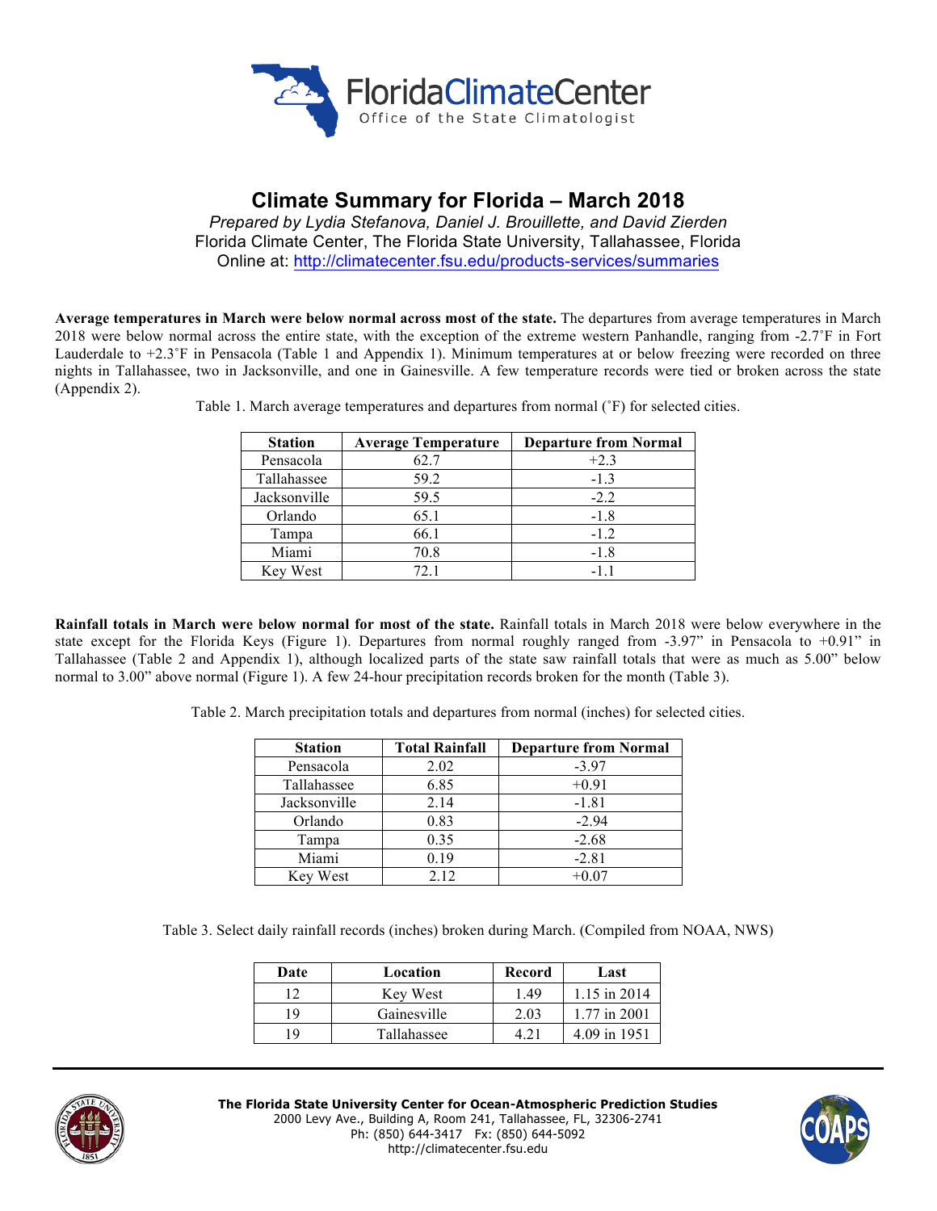# Climate Summary for Florida – March 2018

*Prepared by Lydia Stefanova, Daniel J. Brouillette, and David Zierden*
Florida Climate Center, The Florida State University, Tallahassee, Florida
Online at: http://climatecenter.fsu.edu/products-services/summaries

**Average temperatures in March were below normal across most of the state.** The departures from average temperatures in March 2018 were below normal across the entire state, with the exception of the extreme western Panhandle, ranging from -2.7˚F in Fort Lauderdale to +2.3˚F in Pensacola (Table 1 and Appendix 1). Minimum temperatures at or below freezing were recorded on three nights in Tallahassee, two in Jacksonville, and one in Gainesville. A few temperature records were tied or broken across the state (Appendix 2).

Table 1. March average temperatures and departures from normal (˚F) for selected cities.

| Station | Average Temperature | Departure from Normal |
|---|---|---|
| Pensacola | 62.7 | +2.3 |
| Tallahassee | 59.2 | -1.3 |
| Jacksonville | 59.5 | -2.2 |
| Orlando | 65.1 | -1.8 |
| Tampa | 66.1 | -1.2 |
| Miami | 70.8 | -1.8 |
| Key West | 72.1 | -1.1 |

**Rainfall totals in March were below normal for most of the state.** Rainfall totals in March 2018 were below everywhere in the state except for the Florida Keys (Figure 1). Departures from normal roughly ranged from -3.97" in Pensacola to +0.91" in Tallahassee (Table 2 and Appendix 1), although localized parts of the state saw rainfall totals that were as much as 5.00" below normal to 3.00" above normal (Figure 1). A few 24-hour precipitation records broken for the month (Table 3).

Table 2. March precipitation totals and departures from normal (inches) for selected cities.

| Station | Total Rainfall | Departure from Normal |
|---|---|---|
| Pensacola | 2.02 | -3.97 |
| Tallahassee | 6.85 | +0.91 |
| Jacksonville | 2.14 | -1.81 |
| Orlando | 0.83 | -2.94 |
| Tampa | 0.35 | -2.68 |
| Miami | 0.19 | -2.81 |
| Key West | 2.12 | +0.07 |

Table 3. Select daily rainfall records (inches) broken during March. (Compiled from NOAA, NWS)

| Date | Location | Record | Last |
|---|---|---|---|
| 12 | Key West | 1.49 | 1.15 in 2014 |
| 19 | Gainesville | 2.03 | 1.77 in 2001 |
| 19 | Tallahassee | 4.21 | 4.09 in 1951 |

**The Florida State University Center for Ocean-Atmospheric Prediction Studies**
2000 Levy Ave., Building A, Room 241, Tallahassee, FL, 32306-2741
Ph: (850) 644-3417 Fx: (850) 644-5092
http://climatecenter.fsu.edu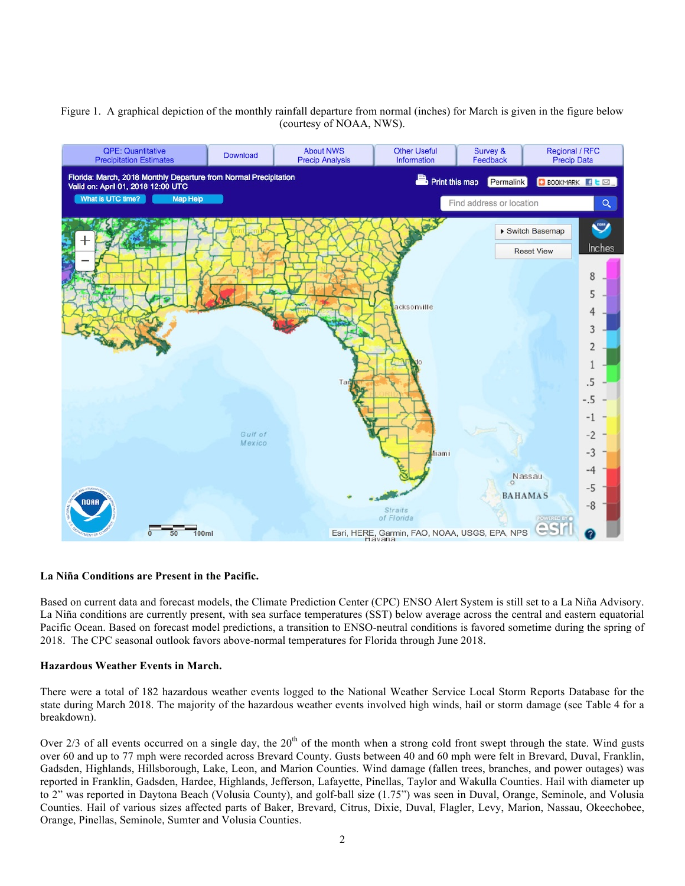Figure 1. A graphical depiction of the monthly rainfall departure from normal (inches) for March is given in the figure below (courtesy of NOAA, NWS).

**La Niña Conditions are Present in the Pacific.**

Based on current data and forecast models, the Climate Prediction Center (CPC) ENSO Alert System is still set to a La Niña Advisory. La Niña conditions are currently present, with sea surface temperatures (SST) below average across the central and eastern equatorial Pacific Ocean. Based on forecast model predictions, a transition to ENSO-neutral conditions is favored sometime during the spring of 2018. The CPC seasonal outlook favors above-normal temperatures for Florida through June 2018.

**Hazardous Weather Events in March.**

There were a total of 182 hazardous weather events logged to the National Weather Service Local Storm Reports Database for the state during March 2018. The majority of the hazardous weather events involved high winds, hail or storm damage (see Table 4 for a breakdown).

Over 2/3 of all events occurred on a single day, the 20th of the month when a strong cold front swept through the state. Wind gusts over 60 and up to 77 mph were recorded across Brevard County. Gusts between 40 and 60 mph were felt in Brevard, Duval, Franklin, Gadsden, Highlands, Hillsborough, Lake, Leon, and Marion Counties. Wind damage (fallen trees, branches, and power outages) was reported in Franklin, Gadsden, Hardee, Highlands, Jefferson, Lafayette, Pinellas, Taylor and Wakulla Counties. Hail with diameter up to 2" was reported in Daytona Beach (Volusia County), and golf-ball size (1.75") was seen in Duval, Orange, Seminole, and Volusia Counties. Hail of various sizes affected parts of Baker, Brevard, Citrus, Dixie, Duval, Flagler, Levy, Marion, Nassau, Okeechobee, Orange, Pinellas, Seminole, Sumter and Volusia Counties.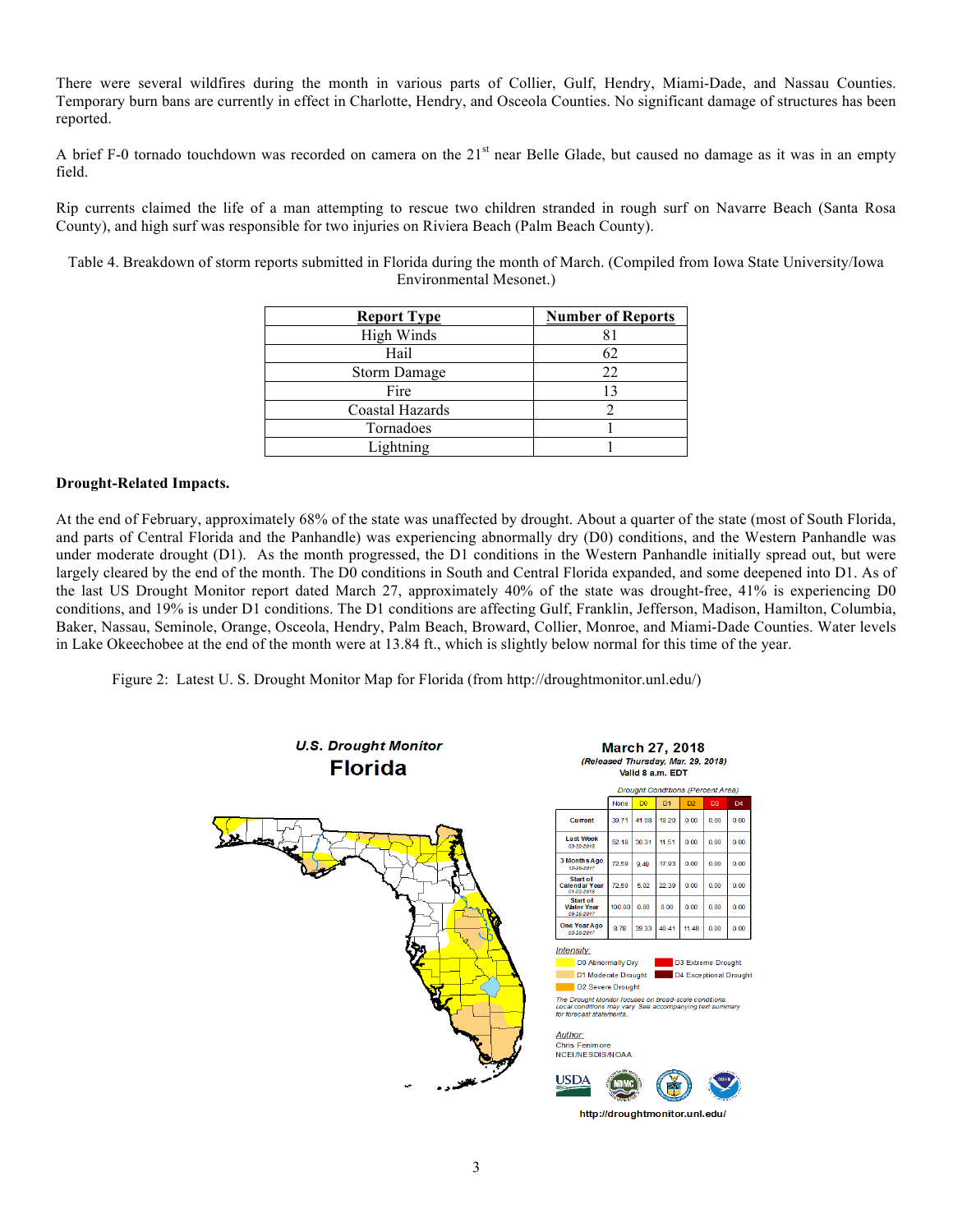There were several wildfires during the month in various parts of Collier, Gulf, Hendry, Miami-Dade, and Nassau Counties. Temporary burn bans are currently in effect in Charlotte, Hendry, and Osceola Counties. No significant damage of structures has been reported.

A brief F-0 tornado touchdown was recorded on camera on the 21st near Belle Glade, but caused no damage as it was in an empty field.

Rip currents claimed the life of a man attempting to rescue two children stranded in rough surf on Navarre Beach (Santa Rosa County), and high surf was responsible for two injuries on Riviera Beach (Palm Beach County).

Table 4. Breakdown of storm reports submitted in Florida during the month of March. (Compiled from Iowa State University/Iowa Environmental Mesonet.)

| Report Type | Number of Reports |
|---|---|
| High Winds | 81 |
| Hail | 62 |
| Storm Damage | 22 |
| Fire | 13 |
| Coastal Hazards | 2 |
| Tornadoes | 1 |
| Lightning | 1 |

**Drought-Related Impacts.**

At the end of February, approximately 68% of the state was unaffected by drought. About a quarter of the state (most of South Florida, and parts of Central Florida and the Panhandle) was experiencing abnormally dry (D0) conditions, and the Western Panhandle was under moderate drought (D1). As the month progressed, the D1 conditions in the Western Panhandle initially spread out, but were largely cleared by the end of the month. The D0 conditions in South and Central Florida expanded, and some deepened into D1. As of the last US Drought Monitor report dated March 27, approximately 40% of the state was drought-free, 41% is experiencing D0 conditions, and 19% is under D1 conditions. The D1 conditions are affecting Gulf, Franklin, Jefferson, Madison, Hamilton, Columbia, Baker, Nassau, Seminole, Orange, Osceola, Hendry, Palm Beach, Broward, Collier, Monroe, and Miami-Dade Counties. Water levels in Lake Okeechobee at the end of the month were at 13.84 ft., which is slightly below normal for this time of the year.

Figure 2: Latest U. S. Drought Monitor Map for Florida (from http://droughtmonitor.unl.edu/)

**U.S. Drought Monitor**
**Florida**

**March 27, 2018**
*(Released Thursday, Mar. 29, 2018)*
Valid 8 a.m. EDT

*Drought Conditions (Percent Area)*

| | None | D0 | D1 | D2 | D3 | D4 |
|---|---|---|---|---|---|---|
| Current | 39.71 | 41.08 | 19.20 | 0.00 | 0.00 | 0.00 |
| Last Week 03-20-2018 | 52.18 | 36.31 | 11.51 | 0.00 | 0.00 | 0.00 |
| 3 Months Ago 12-26-2017 | 72.59 | 9.48 | 17.93 | 0.00 | 0.00 | 0.00 |
| Start of Calendar Year 01-02-2018 | 72.59 | 5.02 | 22.39 | 0.00 | 0.00 | 0.00 |
| Start of Water Year 09-26-2017 | 100.00 | 0.00 | 0.00 | 0.00 | 0.00 | 0.00 |
| One Year Ago 03-28-2017 | 8.78 | 39.33 | 40.41 | 11.48 | 0.00 | 0.00 |

Intensity:
- D0 Abnormally Dry
- D1 Moderate Drought
- D2 Severe Drought
- D3 Extreme Drought
- D4 Exceptional Drought

*The Drought Monitor focuses on broad-scale conditions. Local conditions may vary. See accompanying text summary for forecast statements.*

Author:
Chris Fenimore
NCEI/NESDIS/NOAA

http://droughtmonitor.unl.edu/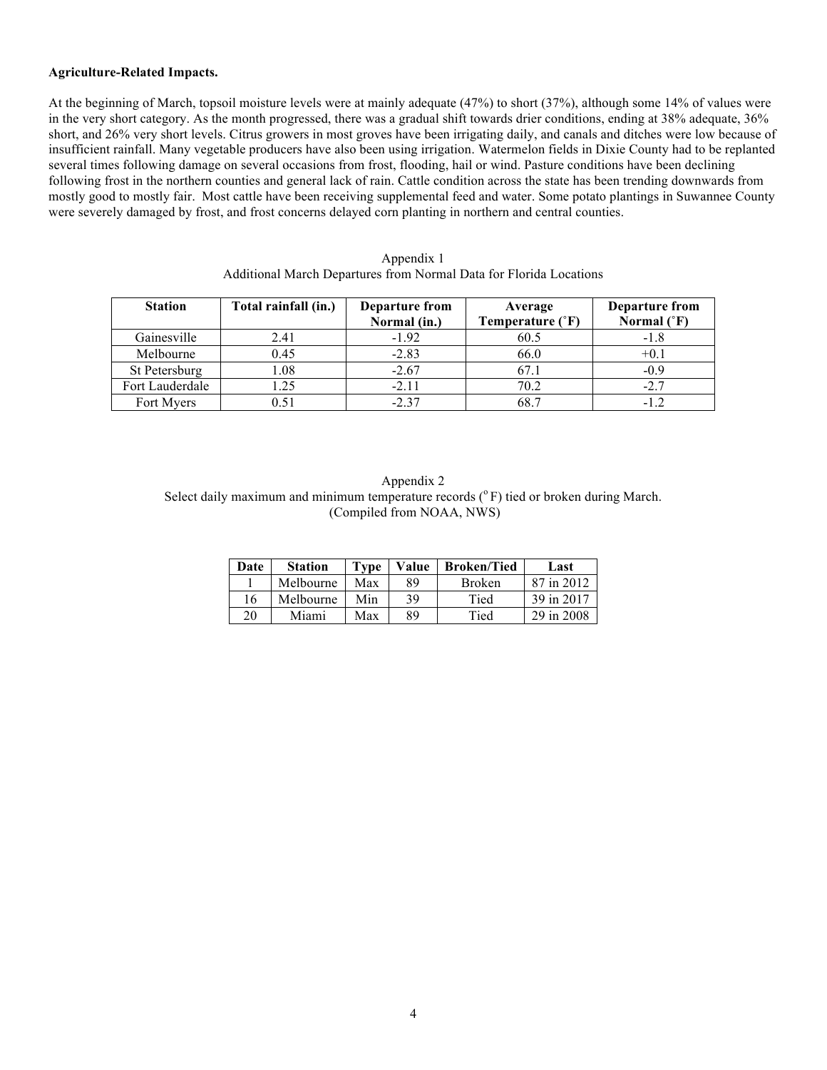**Agriculture-Related Impacts.**

At the beginning of March, topsoil moisture levels were at mainly adequate (47%) to short (37%), although some 14% of values were in the very short category. As the month progressed, there was a gradual shift towards drier conditions, ending at 38% adequate, 36% short, and 26% very short levels. Citrus growers in most groves have been irrigating daily, and canals and ditches were low because of insufficient rainfall. Many vegetable producers have also been using irrigation. Watermelon fields in Dixie County had to be replanted several times following damage on several occasions from frost, flooding, hail or wind. Pasture conditions have been declining following frost in the northern counties and general lack of rain. Cattle condition across the state has been trending downwards from mostly good to mostly fair. Most cattle have been receiving supplemental feed and water. Some potato plantings in Suwannee County were severely damaged by frost, and frost concerns delayed corn planting in northern and central counties.

Appendix 1
Additional March Departures from Normal Data for Florida Locations

| Station | Total rainfall (in.) | Departure from Normal (in.) | Average Temperature (˚F) | Departure from Normal (˚F) |
|---|---|---|---|---|
| Gainesville | 2.41 | -1.92 | 60.5 | -1.8 |
| Melbourne | 0.45 | -2.83 | 66.0 | +0.1 |
| St Petersburg | 1.08 | -2.67 | 67.1 | -0.9 |
| Fort Lauderdale | 1.25 | -2.11 | 70.2 | -2.7 |
| Fort Myers | 0.51 | -2.37 | 68.7 | -1.2 |

Appendix 2
Select daily maximum and minimum temperature records (°F) tied or broken during March.
(Compiled from NOAA, NWS)

| Date | Station | Type | Value | Broken/Tied | Last |
|---|---|---|---|---|---|
| 1 | Melbourne | Max | 89 | Broken | 87 in 2012 |
| 16 | Melbourne | Min | 39 | Tied | 39 in 2017 |
| 20 | Miami | Max | 89 | Tied | 29 in 2008 |